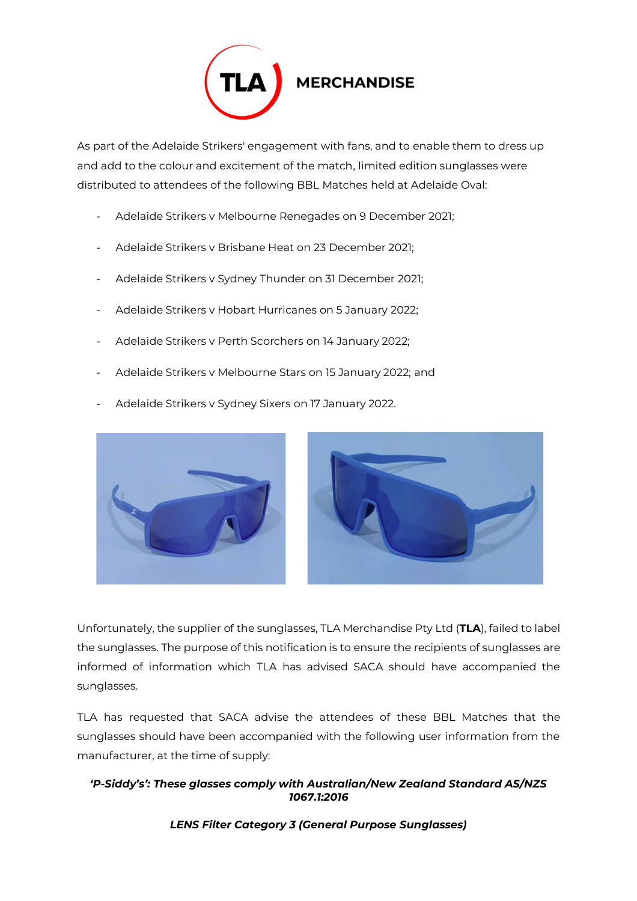**TLA MERCHANDISE**

As part of the Adelaide Strikers' engagement with fans, and to enable them to dress up and add to the colour and excitement of the match, limited edition sunglasses were distributed to attendees of the following BBL Matches held at Adelaide Oval:

- Adelaide Strikers v Melbourne Renegades on 9 December 2021;
- Adelaide Strikers v Brisbane Heat on 23 December 2021;
- Adelaide Strikers v Sydney Thunder on 31 December 2021;
- Adelaide Strikers v Hobart Hurricanes on 5 January 2022;
- Adelaide Strikers v Perth Scorchers on 14 January 2022;
- Adelaide Strikers v Melbourne Stars on 15 January 2022; and
- Adelaide Strikers v Sydney Sixers on 17 January 2022.

Unfortunately, the supplier of the sunglasses, TLA Merchandise Pty Ltd (**TLA**), failed to label the sunglasses. The purpose of this notification is to ensure the recipients of sunglasses are informed of information which TLA has advised SACA should have accompanied the sunglasses.

TLA has requested that SACA advise the attendees of these BBL Matches that the sunglasses should have been accompanied with the following user information from the manufacturer, at the time of supply:

***'P-Siddy's': These glasses comply with Australian/New Zealand Standard AS/NZS 1067.1:2016***

***LENS Filter Category 3 (General Purpose Sunglasses)***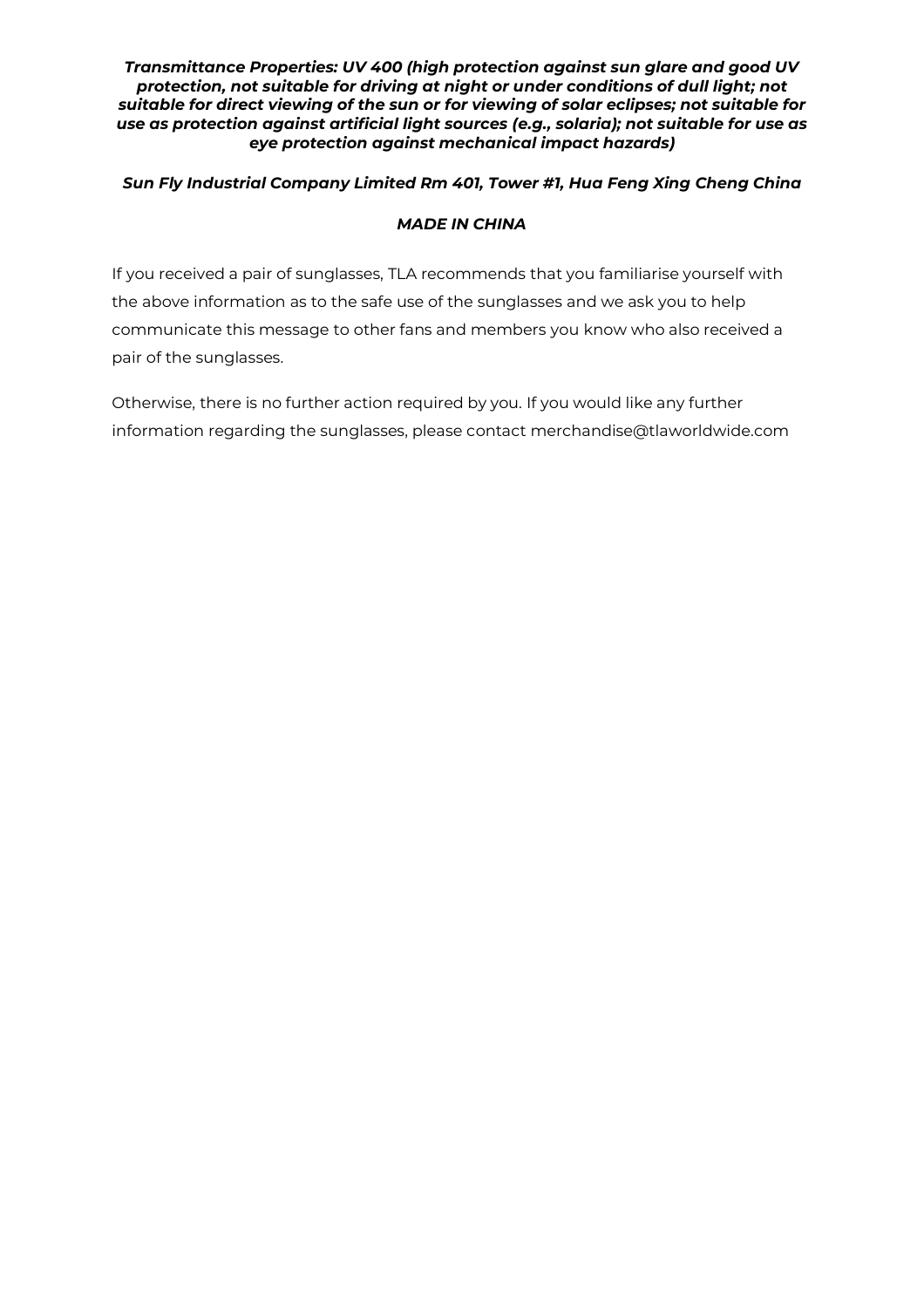***Transmittance Properties: UV 400 (high protection against sun glare and good UV protection, not suitable for driving at night or under conditions of dull light; not suitable for direct viewing of the sun or for viewing of solar eclipses; not suitable for use as protection against artificial light sources (e.g., solaria); not suitable for use as eye protection against mechanical impact hazards)***

***Sun Fly Industrial Company Limited Rm 401, Tower #1, Hua Feng Xing Cheng China***

***MADE IN CHINA***

If you received a pair of sunglasses, TLA recommends that you familiarise yourself with the above information as to the safe use of the sunglasses and we ask you to help communicate this message to other fans and members you know who also received a pair of the sunglasses.

Otherwise, there is no further action required by you. If you would like any further information regarding the sunglasses, please contact merchandise@tlaworldwide.com